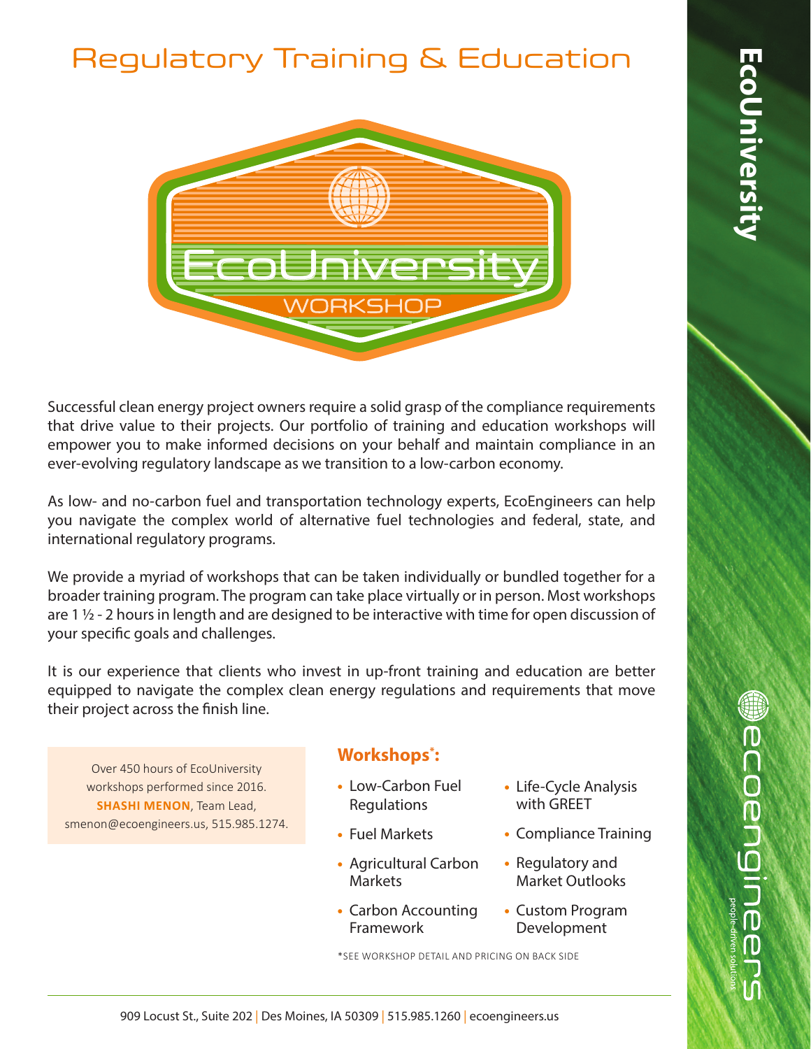# Regulatory Training & Education

EcoUniversity WORKSHOP

Successful clean energy project owners require a solid grasp of the compliance requirements that drive value to their projects. Our portfolio of training and education workshops will empower you to make informed decisions on your behalf and maintain compliance in an ever-evolving regulatory landscape as we transition to a low-carbon economy.

As low- and no-carbon fuel and transportation technology experts, EcoEngineers can help you navigate the complex world of alternative fuel technologies and federal, state, and international regulatory programs.

We provide a myriad of workshops that can be taken individually or bundled together for a broader training program. The program can take place virtually or in person. Most workshops are 1 ½ - 2 hours in length and are designed to be interactive with time for open discussion of your specific goals and challenges.

It is our experience that clients who invest in up-front training and education are better equipped to navigate the complex clean energy regulations and requirements that move their project across the finish line.

Over 450 hours of EcoUniversity workshops performed since 2016. **SHASHI MENON**, Team Lead, smenon@ecoengineers.us, 515.985.1274.

## Workshops*:

- Low-Carbon Fuel Regulations
- Fuel Markets
- Agricultural Carbon Markets
- Carbon Accounting Framework
- Life-Cycle Analysis with GREET
- Compliance Training
- Regulatory and Market Outlooks
- Custom Program Development

*SEE WORKSHOP DETAIL AND PRICING ON BACK SIDE

EcoUniversity

ecoengineers people-driven solutions

909 Locust St., Suite 202 | Des Moines, IA 50309 | 515.985.1260 | ecoengineers.us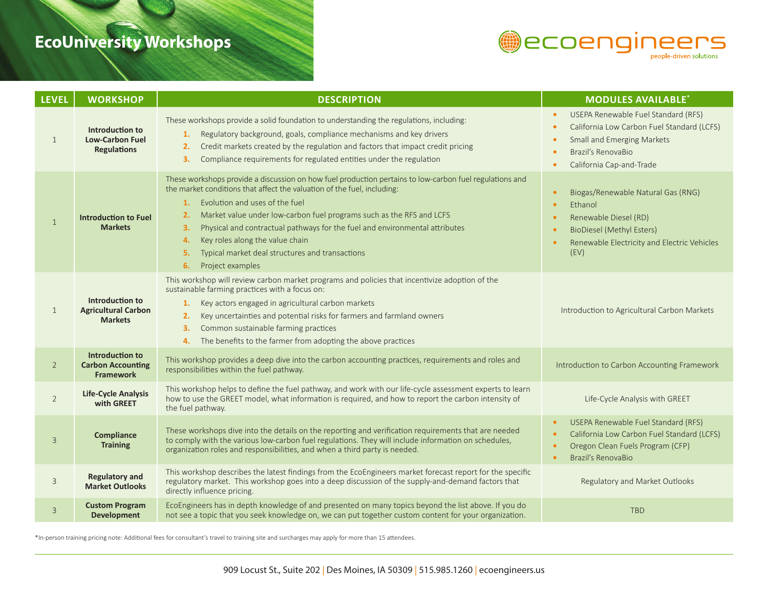# EcoUniversity Workshops

ecoengineers
people-driven solutions

| LEVEL | WORKSHOP | DESCRIPTION | MODULES AVAILABLE* |
|---|---|---|---|
| 1 | **Introduction to Low-Carbon Fuel Regulations** | These workshops provide a solid foundation to understanding the regulations, including:<br>1. Regulatory background, goals, compliance mechanisms and key drivers<br>2. Credit markets created by the regulation and factors that impact credit pricing<br>3. Compliance requirements for regulated entities under the regulation | • USEPA Renewable Fuel Standard (RFS)<br>• California Low Carbon Fuel Standard (LCFS)<br>• Small and Emerging Markets<br>• Brazil's RenovaBio<br>• California Cap-and-Trade |
| 1 | **Introduction to Fuel Markets** | These workshops provide a discussion on how fuel production pertains to low-carbon fuel regulations and the market conditions that affect the valuation of the fuel, including:<br>1. Evolution and uses of the fuel<br>2. Market value under low-carbon fuel programs such as the RFS and LCFS<br>3. Physical and contractual pathways for the fuel and environmental attributes<br>4. Key roles along the value chain<br>5. Typical market deal structures and transactions<br>6. Project examples | • Biogas/Renewable Natural Gas (RNG)<br>• Ethanol<br>• Renewable Diesel (RD)<br>• BioDiesel (Methyl Esters)<br>• Renewable Electricity and Electric Vehicles (EV) |
| 1 | **Introduction to Agricultural Carbon Markets** | This workshop will review carbon market programs and policies that incentivize adoption of the sustainable farming practices with a focus on:<br>1. Key actors engaged in agricultural carbon markets<br>2. Key uncertainties and potential risks for farmers and farmland owners<br>3. Common sustainable farming practices<br>4. The benefits to the farmer from adopting the above practices | Introduction to Agricultural Carbon Markets |
| 2 | **Introduction to Carbon Accounting Framework** | This workshop provides a deep dive into the carbon accounting practices, requirements and roles and responsibilities within the fuel pathway. | Introduction to Carbon Accounting Framework |
| 2 | **Life-Cycle Analysis with GREET** | This workshop helps to define the fuel pathway, and work with our life-cycle assessment experts to learn how to use the GREET model, what information is required, and how to report the carbon intensity of the fuel pathway. | Life-Cycle Analysis with GREET |
| 3 | **Compliance Training** | These workshops dive into the details on the reporting and verification requirements that are needed to comply with the various low-carbon fuel regulations. They will include information on schedules, organization roles and responsibilities, and when a third party is needed. | • USEPA Renewable Fuel Standard (RFS)<br>• California Low Carbon Fuel Standard (LCFS)<br>• Oregon Clean Fuels Program (CFP)<br>• Brazil's RenovaBio |
| 3 | **Regulatory and Market Outlooks** | This workshop describes the latest findings from the EcoEngineers market forecast report for the specific regulatory market. This workshop goes into a deep discussion of the supply-and-demand factors that directly influence pricing. | Regulatory and Market Outlooks |
| 3 | **Custom Program Development** | EcoEngineers has in depth knowledge of and presented on many topics beyond the list above. If you do not see a topic that you seek knowledge on, we can put together custom content for your organization. | TBD |

*In-person training pricing note: Additional fees for consultant's travel to training site and surcharges may apply for more than 15 attendees.

909 Locust St., Suite 202 | Des Moines, IA 50309 | 515.985.1260 | ecoengineers.us